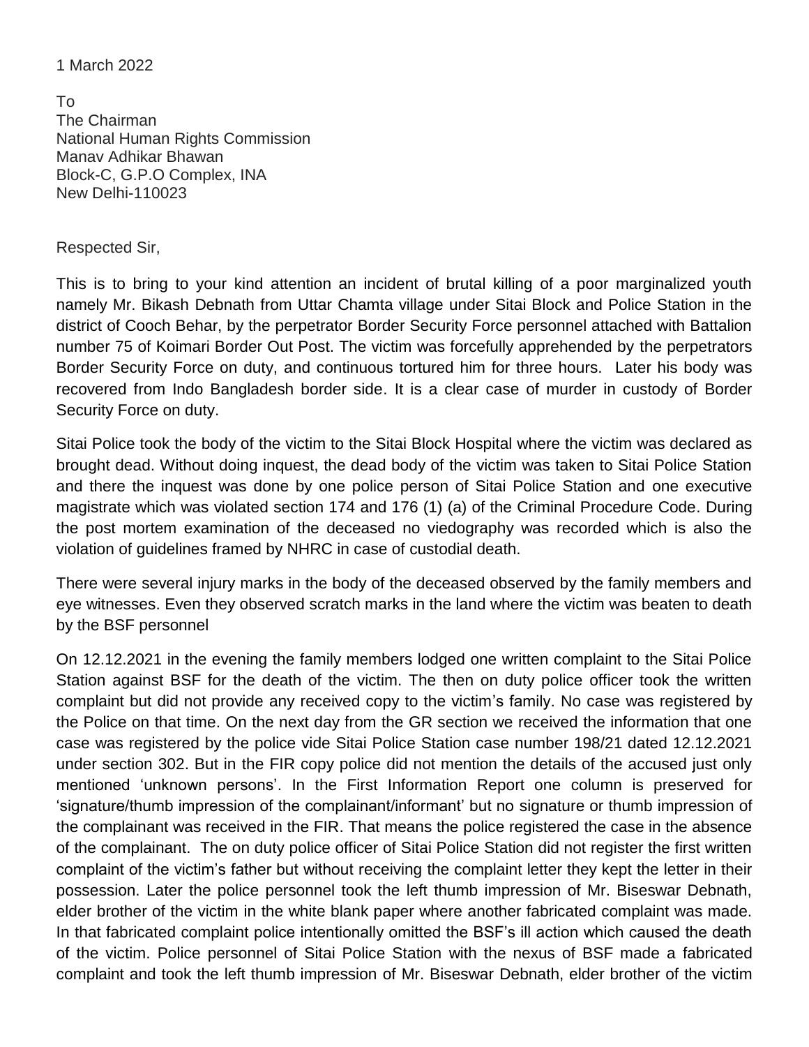1 March 2022

To
The Chairman
National Human Rights Commission
Manav Adhikar Bhawan
Block-C, G.P.O Complex, INA
New Delhi-110023

Respected Sir,

This is to bring to your kind attention an incident of brutal killing of a poor marginalized youth namely Mr. Bikash Debnath from Uttar Chamta village under Sitai Block and Police Station in the district of Cooch Behar, by the perpetrator Border Security Force personnel attached with Battalion number 75 of Koimari Border Out Post. The victim was forcefully apprehended by the perpetrators Border Security Force on duty, and continuous tortured him for three hours. Later his body was recovered from Indo Bangladesh border side. It is a clear case of murder in custody of Border Security Force on duty.

Sitai Police took the body of the victim to the Sitai Block Hospital where the victim was declared as brought dead. Without doing inquest, the dead body of the victim was taken to Sitai Police Station and there the inquest was done by one police person of Sitai Police Station and one executive magistrate which was violated section 174 and 176 (1) (a) of the Criminal Procedure Code. During the post mortem examination of the deceased no viedography was recorded which is also the violation of guidelines framed by NHRC in case of custodial death.

There were several injury marks in the body of the deceased observed by the family members and eye witnesses. Even they observed scratch marks in the land where the victim was beaten to death by the BSF personnel

On 12.12.2021 in the evening the family members lodged one written complaint to the Sitai Police Station against BSF for the death of the victim. The then on duty police officer took the written complaint but did not provide any received copy to the victim's family. No case was registered by the Police on that time. On the next day from the GR section we received the information that one case was registered by the police vide Sitai Police Station case number 198/21 dated 12.12.2021 under section 302. But in the FIR copy police did not mention the details of the accused just only mentioned 'unknown persons'. In the First Information Report one column is preserved for 'signature/thumb impression of the complainant/informant' but no signature or thumb impression of the complainant was received in the FIR. That means the police registered the case in the absence of the complainant. The on duty police officer of Sitai Police Station did not register the first written complaint of the victim's father but without receiving the complaint letter they kept the letter in their possession. Later the police personnel took the left thumb impression of Mr. Biseswar Debnath, elder brother of the victim in the white blank paper where another fabricated complaint was made. In that fabricated complaint police intentionally omitted the BSF's ill action which caused the death of the victim. Police personnel of Sitai Police Station with the nexus of BSF made a fabricated complaint and took the left thumb impression of Mr. Biseswar Debnath, elder brother of the victim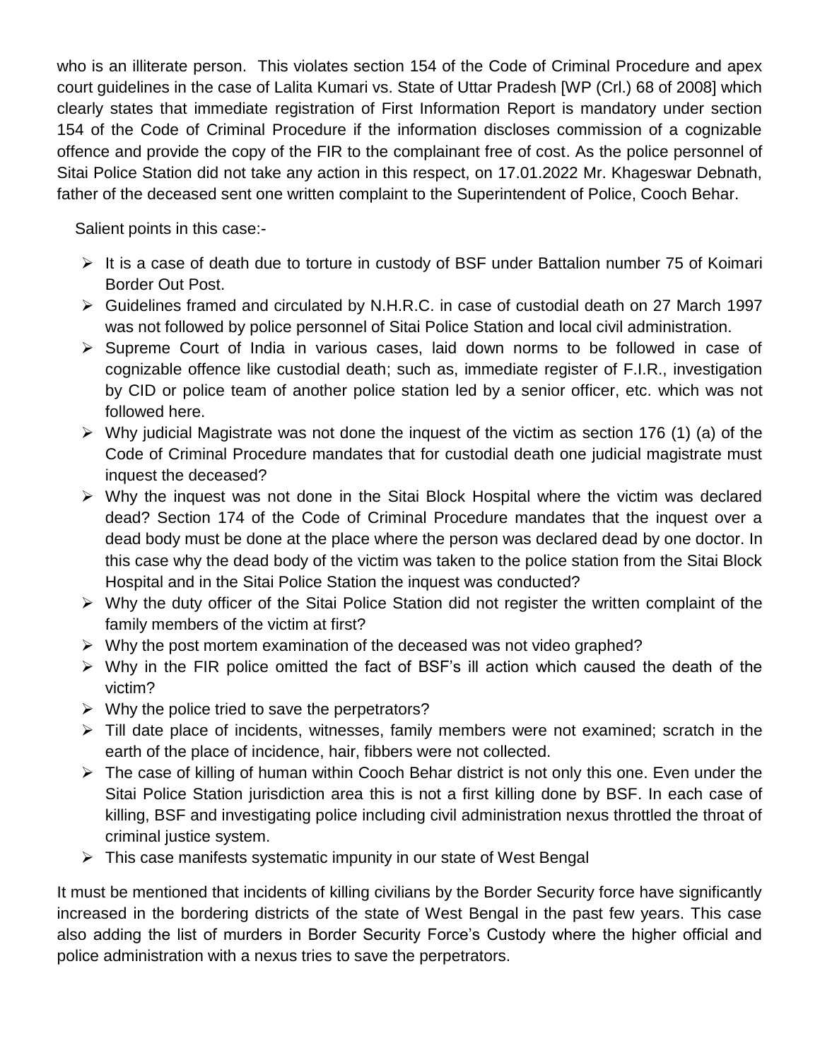who is an illiterate person. This violates section 154 of the Code of Criminal Procedure and apex court guidelines in the case of Lalita Kumari vs. State of Uttar Pradesh [WP (Crl.) 68 of 2008] which clearly states that immediate registration of First Information Report is mandatory under section 154 of the Code of Criminal Procedure if the information discloses commission of a cognizable offence and provide the copy of the FIR to the complainant free of cost. As the police personnel of Sitai Police Station did not take any action in this respect, on 17.01.2022 Mr. Khageswar Debnath, father of the deceased sent one written complaint to the Superintendent of Police, Cooch Behar.

Salient points in this case:-

- It is a case of death due to torture in custody of BSF under Battalion number 75 of Koimari Border Out Post.
- Guidelines framed and circulated by N.H.R.C. in case of custodial death on 27 March 1997 was not followed by police personnel of Sitai Police Station and local civil administration.
- Supreme Court of India in various cases, laid down norms to be followed in case of cognizable offence like custodial death; such as, immediate register of F.I.R., investigation by CID or police team of another police station led by a senior officer, etc. which was not followed here.
- Why judicial Magistrate was not done the inquest of the victim as section 176 (1) (a) of the Code of Criminal Procedure mandates that for custodial death one judicial magistrate must inquest the deceased?
- Why the inquest was not done in the Sitai Block Hospital where the victim was declared dead? Section 174 of the Code of Criminal Procedure mandates that the inquest over a dead body must be done at the place where the person was declared dead by one doctor. In this case why the dead body of the victim was taken to the police station from the Sitai Block Hospital and in the Sitai Police Station the inquest was conducted?
- Why the duty officer of the Sitai Police Station did not register the written complaint of the family members of the victim at first?
- Why the post mortem examination of the deceased was not video graphed?
- Why in the FIR police omitted the fact of BSF's ill action which caused the death of the victim?
- Why the police tried to save the perpetrators?
- Till date place of incidents, witnesses, family members were not examined; scratch in the earth of the place of incidence, hair, fibbers were not collected.
- The case of killing of human within Cooch Behar district is not only this one. Even under the Sitai Police Station jurisdiction area this is not a first killing done by BSF. In each case of killing, BSF and investigating police including civil administration nexus throttled the throat of criminal justice system.
- This case manifests systematic impunity in our state of West Bengal

It must be mentioned that incidents of killing civilians by the Border Security force have significantly increased in the bordering districts of the state of West Bengal in the past few years. This case also adding the list of murders in Border Security Force's Custody where the higher official and police administration with a nexus tries to save the perpetrators.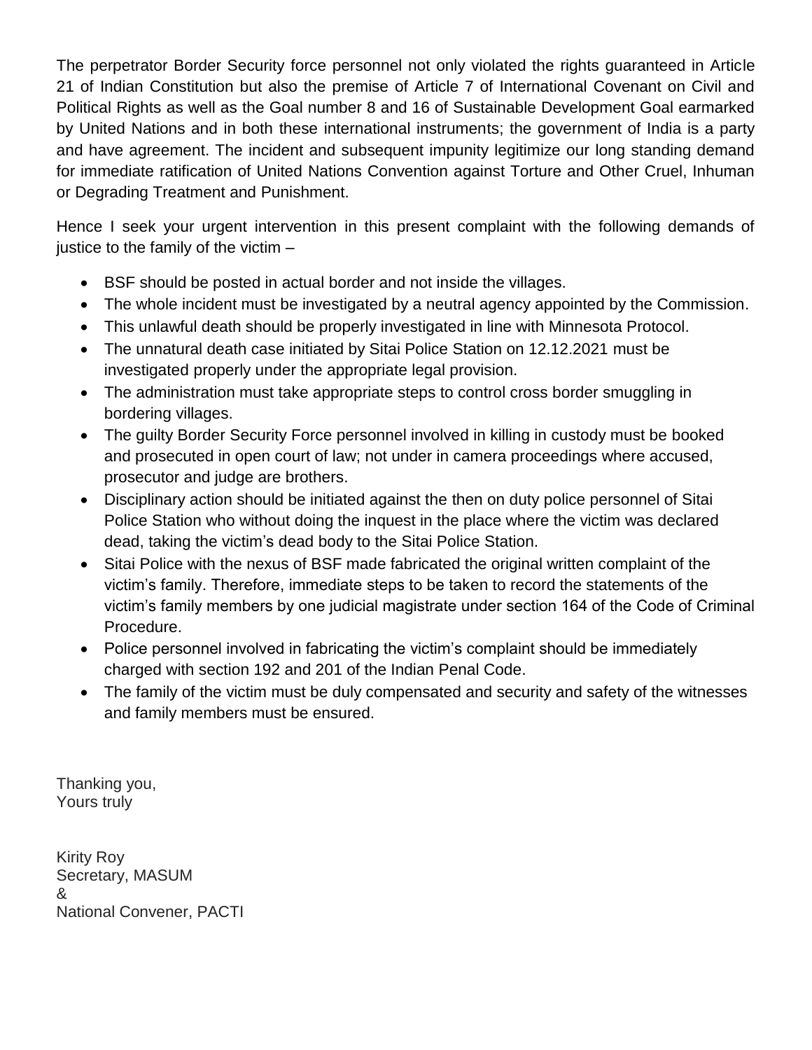The perpetrator Border Security force personnel not only violated the rights guaranteed in Article 21 of Indian Constitution but also the premise of Article 7 of International Covenant on Civil and Political Rights as well as the Goal number 8 and 16 of Sustainable Development Goal earmarked by United Nations and in both these international instruments; the government of India is a party and have agreement. The incident and subsequent impunity legitimize our long standing demand for immediate ratification of United Nations Convention against Torture and Other Cruel, Inhuman or Degrading Treatment and Punishment.

Hence I seek your urgent intervention in this present complaint with the following demands of justice to the family of the victim –

- BSF should be posted in actual border and not inside the villages.
- The whole incident must be investigated by a neutral agency appointed by the Commission.
- This unlawful death should be properly investigated in line with Minnesota Protocol.
- The unnatural death case initiated by Sitai Police Station on 12.12.2021 must be investigated properly under the appropriate legal provision.
- The administration must take appropriate steps to control cross border smuggling in bordering villages.
- The guilty Border Security Force personnel involved in killing in custody must be booked and prosecuted in open court of law; not under in camera proceedings where accused, prosecutor and judge are brothers.
- Disciplinary action should be initiated against the then on duty police personnel of Sitai Police Station who without doing the inquest in the place where the victim was declared dead, taking the victim's dead body to the Sitai Police Station.
- Sitai Police with the nexus of BSF made fabricated the original written complaint of the victim's family. Therefore, immediate steps to be taken to record the statements of the victim's family members by one judicial magistrate under section 164 of the Code of Criminal Procedure.
- Police personnel involved in fabricating the victim's complaint should be immediately charged with section 192 and 201 of the Indian Penal Code.
- The family of the victim must be duly compensated and security and safety of the witnesses and family members must be ensured.

Thanking you,  
Yours truly

Kirity Roy  
Secretary, MASUM  
&  
National Convener, PACTI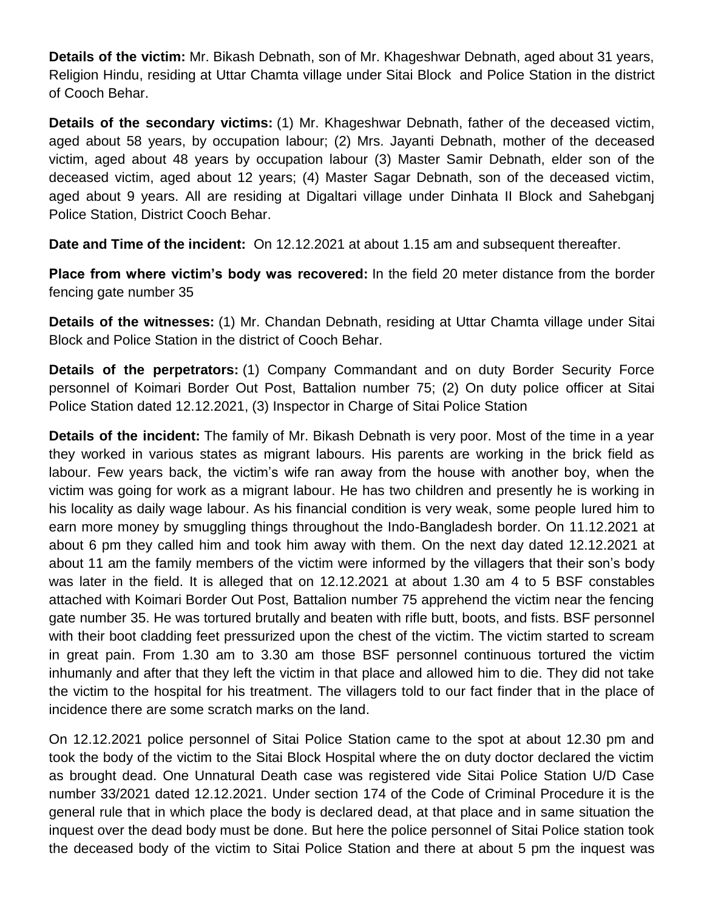**Details of the victim:** Mr. Bikash Debnath, son of Mr. Khageshwar Debnath, aged about 31 years, Religion Hindu, residing at Uttar Chamta village under Sitai Block and Police Station in the district of Cooch Behar.

**Details of the secondary victims:** (1) Mr. Khageshwar Debnath, father of the deceased victim, aged about 58 years, by occupation labour; (2) Mrs. Jayanti Debnath, mother of the deceased victim, aged about 48 years by occupation labour (3) Master Samir Debnath, elder son of the deceased victim, aged about 12 years; (4) Master Sagar Debnath, son of the deceased victim, aged about 9 years. All are residing at Digaltari village under Dinhata II Block and Sahebganj Police Station, District Cooch Behar.

**Date and Time of the incident:** On 12.12.2021 at about 1.15 am and subsequent thereafter.

**Place from where victim's body was recovered:** In the field 20 meter distance from the border fencing gate number 35

**Details of the witnesses:** (1) Mr. Chandan Debnath, residing at Uttar Chamta village under Sitai Block and Police Station in the district of Cooch Behar.

**Details of the perpetrators:** (1) Company Commandant and on duty Border Security Force personnel of Koimari Border Out Post, Battalion number 75; (2) On duty police officer at Sitai Police Station dated 12.12.2021, (3) Inspector in Charge of Sitai Police Station

**Details of the incident:** The family of Mr. Bikash Debnath is very poor. Most of the time in a year they worked in various states as migrant labours. His parents are working in the brick field as labour. Few years back, the victim's wife ran away from the house with another boy, when the victim was going for work as a migrant labour. He has two children and presently he is working in his locality as daily wage labour. As his financial condition is very weak, some people lured him to earn more money by smuggling things throughout the Indo-Bangladesh border. On 11.12.2021 at about 6 pm they called him and took him away with them. On the next day dated 12.12.2021 at about 11 am the family members of the victim were informed by the villagers that their son's body was later in the field. It is alleged that on 12.12.2021 at about 1.30 am 4 to 5 BSF constables attached with Koimari Border Out Post, Battalion number 75 apprehend the victim near the fencing gate number 35. He was tortured brutally and beaten with rifle butt, boots, and fists. BSF personnel with their boot cladding feet pressurized upon the chest of the victim. The victim started to scream in great pain. From 1.30 am to 3.30 am those BSF personnel continuous tortured the victim inhumanly and after that they left the victim in that place and allowed him to die. They did not take the victim to the hospital for his treatment. The villagers told to our fact finder that in the place of incidence there are some scratch marks on the land.

On 12.12.2021 police personnel of Sitai Police Station came to the spot at about 12.30 pm and took the body of the victim to the Sitai Block Hospital where the on duty doctor declared the victim as brought dead. One Unnatural Death case was registered vide Sitai Police Station U/D Case number 33/2021 dated 12.12.2021. Under section 174 of the Code of Criminal Procedure it is the general rule that in which place the body is declared dead, at that place and in same situation the inquest over the dead body must be done. But here the police personnel of Sitai Police station took the deceased body of the victim to Sitai Police Station and there at about 5 pm the inquest was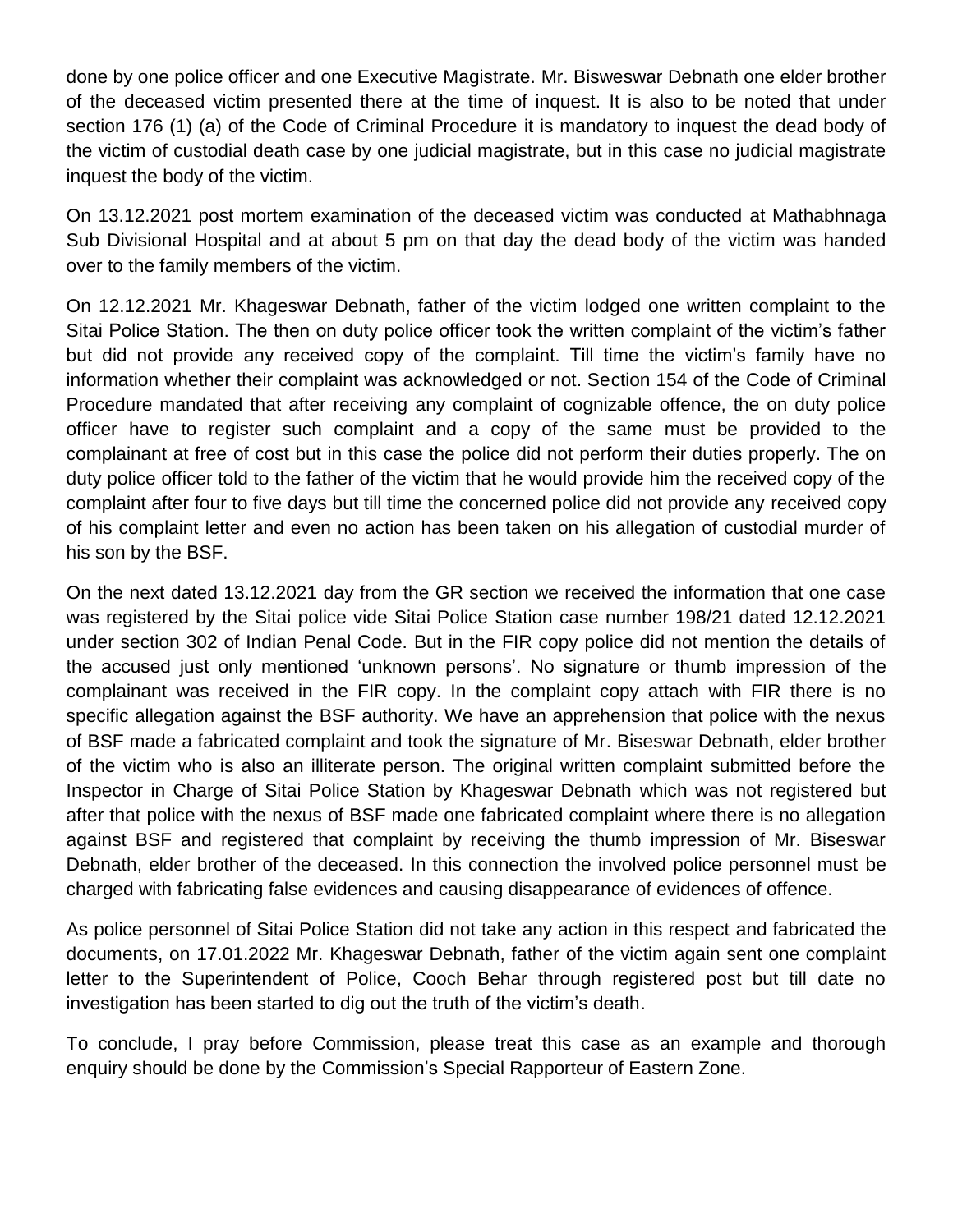done by one police officer and one Executive Magistrate. Mr. Bisweswar Debnath one elder brother of the deceased victim presented there at the time of inquest. It is also to be noted that under section 176 (1) (a) of the Code of Criminal Procedure it is mandatory to inquest the dead body of the victim of custodial death case by one judicial magistrate, but in this case no judicial magistrate inquest the body of the victim.

On 13.12.2021 post mortem examination of the deceased victim was conducted at Mathabhnaga Sub Divisional Hospital and at about 5 pm on that day the dead body of the victim was handed over to the family members of the victim.

On 12.12.2021 Mr. Khageswar Debnath, father of the victim lodged one written complaint to the Sitai Police Station. The then on duty police officer took the written complaint of the victim's father but did not provide any received copy of the complaint. Till time the victim's family have no information whether their complaint was acknowledged or not. Section 154 of the Code of Criminal Procedure mandated that after receiving any complaint of cognizable offence, the on duty police officer have to register such complaint and a copy of the same must be provided to the complainant at free of cost but in this case the police did not perform their duties properly. The on duty police officer told to the father of the victim that he would provide him the received copy of the complaint after four to five days but till time the concerned police did not provide any received copy of his complaint letter and even no action has been taken on his allegation of custodial murder of his son by the BSF.

On the next dated 13.12.2021 day from the GR section we received the information that one case was registered by the Sitai police vide Sitai Police Station case number 198/21 dated 12.12.2021 under section 302 of Indian Penal Code. But in the FIR copy police did not mention the details of the accused just only mentioned 'unknown persons'. No signature or thumb impression of the complainant was received in the FIR copy. In the complaint copy attach with FIR there is no specific allegation against the BSF authority. We have an apprehension that police with the nexus of BSF made a fabricated complaint and took the signature of Mr. Biseswar Debnath, elder brother of the victim who is also an illiterate person. The original written complaint submitted before the Inspector in Charge of Sitai Police Station by Khageswar Debnath which was not registered but after that police with the nexus of BSF made one fabricated complaint where there is no allegation against BSF and registered that complaint by receiving the thumb impression of Mr. Biseswar Debnath, elder brother of the deceased. In this connection the involved police personnel must be charged with fabricating false evidences and causing disappearance of evidences of offence.

As police personnel of Sitai Police Station did not take any action in this respect and fabricated the documents, on 17.01.2022 Mr. Khageswar Debnath, father of the victim again sent one complaint letter to the Superintendent of Police, Cooch Behar through registered post but till date no investigation has been started to dig out the truth of the victim's death.

To conclude, I pray before Commission, please treat this case as an example and thorough enquiry should be done by the Commission's Special Rapporteur of Eastern Zone.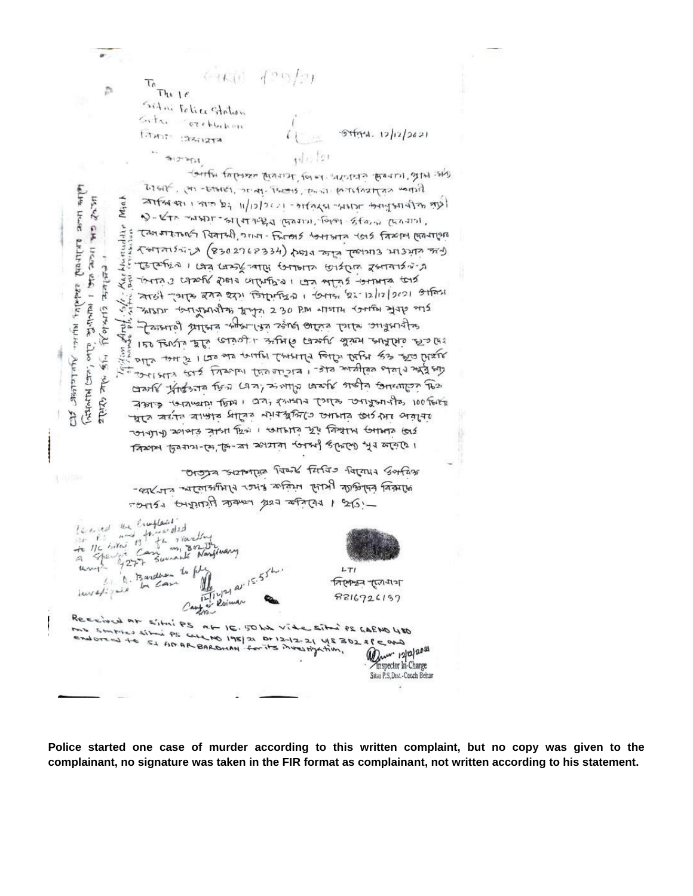SRO 199/21

To
The I/C
Sitai Police Station
Sitai, Coochbehar

তারিখ. 12/12/2021

মহাশয়,

আমি বিশ্বজিৎ বর্মন, ... থানা- সিতাই, জেলা- কোচবিহারের স্থায়ী বাসিন্দা। গত ইং 11/12/2021 - তারিখে সময় অনুমানিক রাত্রি 9-টার সময় ... বর্মন, থানা- সিতাই ... মোবাইলে (8302768334) ফোন করে ... গত ইং 12/12/2021 তারিখ সময় অনুমানিক দুপুর 2.30 P.M নাগাদ ... 150 ফিট ... 100 ফিট ... সৃষ্টি হয়েছে।

অতএব মহাশয়ের নিকট বিনীত নিবেদন উক্ত ঘটনার তদন্ত করিয়া দোষী ব্যক্তিদের বিরুদ্ধে আইনত উপযুক্ত ব্যবস্থা গ্রহণ করিবেন। ইতি—

Received the complaint at PS and forwarded to I/C Sitai PS ... a Specific Case u/s 302 IPC ... S.I. A. Bardhan to take up the case.

12/12/21 at 15.55 hrs.
Camp at Roimari

LTI
বিশ্বজিৎ বর্মন
8816726137

Received at Sitai PS at 15.50 hrs vide Sitai PS GDE NO 480 and started Sitai PS case NO 198/21 dt 12-12-21 u/s 302 IPC and endorsed to SI AMAR BARDHAN for its investigation.

12/12/2021
Inspector In-Charge
Sitai P.S, Dist.-Cooch Behar

**Police started one case of murder according to this written complaint, but no copy was given to the complainant, no signature was taken in the FIR format as complainant, not written according to his statement.**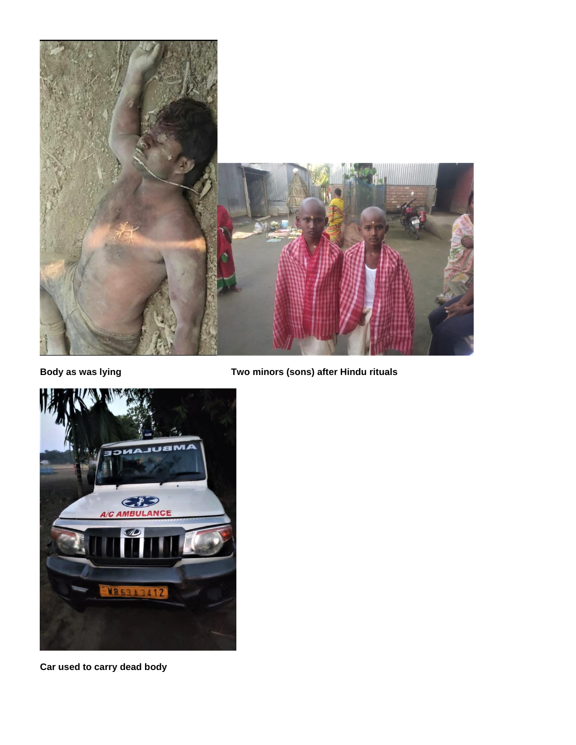**Body as was lying**

**Two minors (sons) after Hindu rituals**

**Car used to carry dead body**